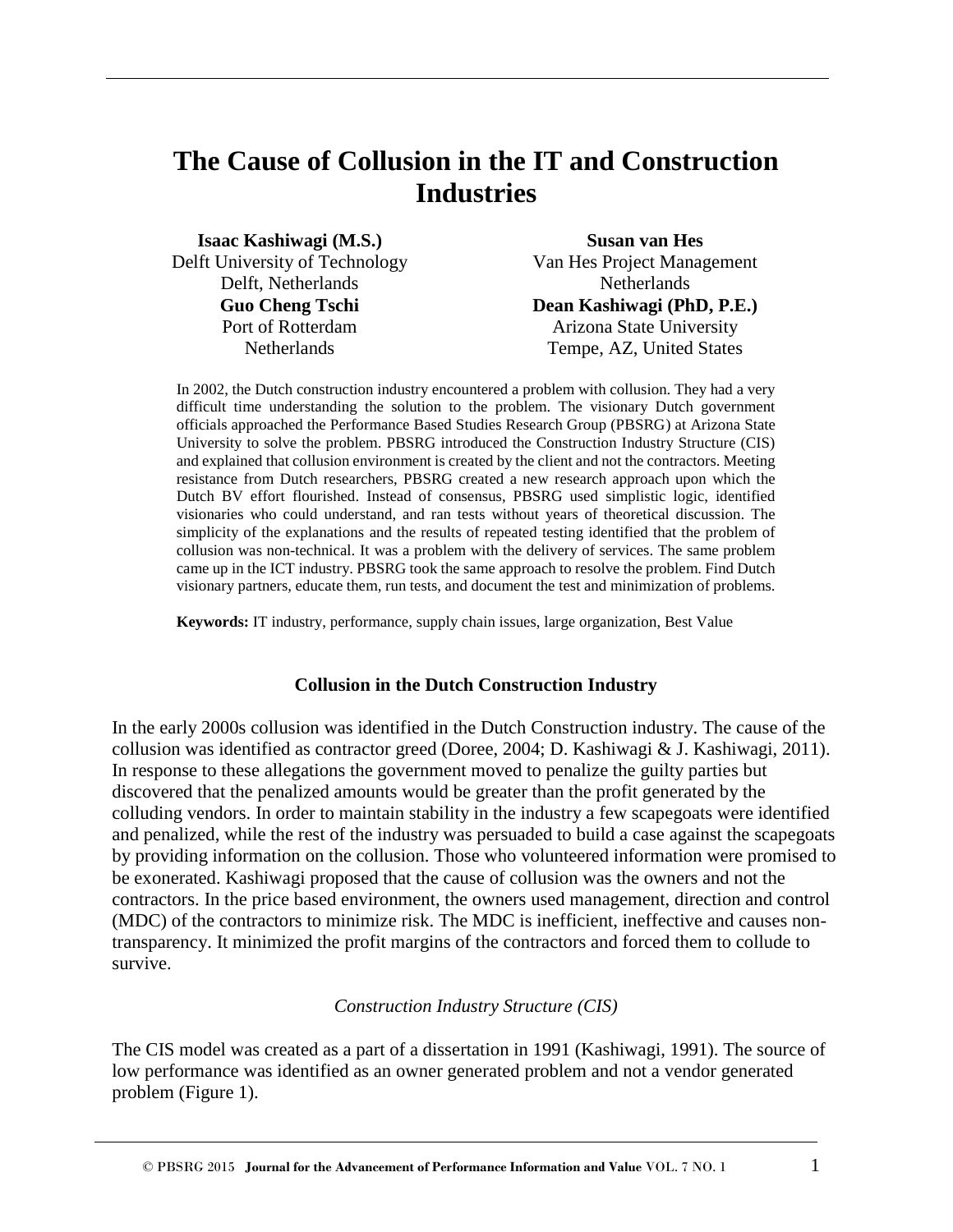# The Cause of Collusion in the IT and Construction Industries

**Isaac Kashiwagi (M.S.)**
Delft University of Technology
Delft, Netherlands

**Guo Cheng Tschi**
Port of Rotterdam
Netherlands

**Susan van Hes**
Van Hes Project Management
Netherlands

**Dean Kashiwagi (PhD, P.E.)**
Arizona State University
Tempe, AZ, United States

In 2002, the Dutch construction industry encountered a problem with collusion. They had a very difficult time understanding the solution to the problem. The visionary Dutch government officials approached the Performance Based Studies Research Group (PBSRG) at Arizona State University to solve the problem. PBSRG introduced the Construction Industry Structure (CIS) and explained that collusion environment is created by the client and not the contractors. Meeting resistance from Dutch researchers, PBSRG created a new research approach upon which the Dutch BV effort flourished. Instead of consensus, PBSRG used simplistic logic, identified visionaries who could understand, and ran tests without years of theoretical discussion. The simplicity of the explanations and the results of repeated testing identified that the problem of collusion was non-technical. It was a problem with the delivery of services. The same problem came up in the ICT industry. PBSRG took the same approach to resolve the problem. Find Dutch visionary partners, educate them, run tests, and document the test and minimization of problems.

**Keywords:** IT industry, performance, supply chain issues, large organization, Best Value

## Collusion in the Dutch Construction Industry

In the early 2000s collusion was identified in the Dutch Construction industry. The cause of the collusion was identified as contractor greed (Doree, 2004; D. Kashiwagi & J. Kashiwagi, 2011). In response to these allegations the government moved to penalize the guilty parties but discovered that the penalized amounts would be greater than the profit generated by the colluding vendors. In order to maintain stability in the industry a few scapegoats were identified and penalized, while the rest of the industry was persuaded to build a case against the scapegoats by providing information on the collusion. Those who volunteered information were promised to be exonerated. Kashiwagi proposed that the cause of collusion was the owners and not the contractors. In the price based environment, the owners used management, direction and control (MDC) of the contractors to minimize risk. The MDC is inefficient, ineffective and causes non-transparency. It minimized the profit margins of the contractors and forced them to collude to survive.

### *Construction Industry Structure (CIS)*

The CIS model was created as a part of a dissertation in 1991 (Kashiwagi, 1991). The source of low performance was identified as an owner generated problem and not a vendor generated problem (Figure 1).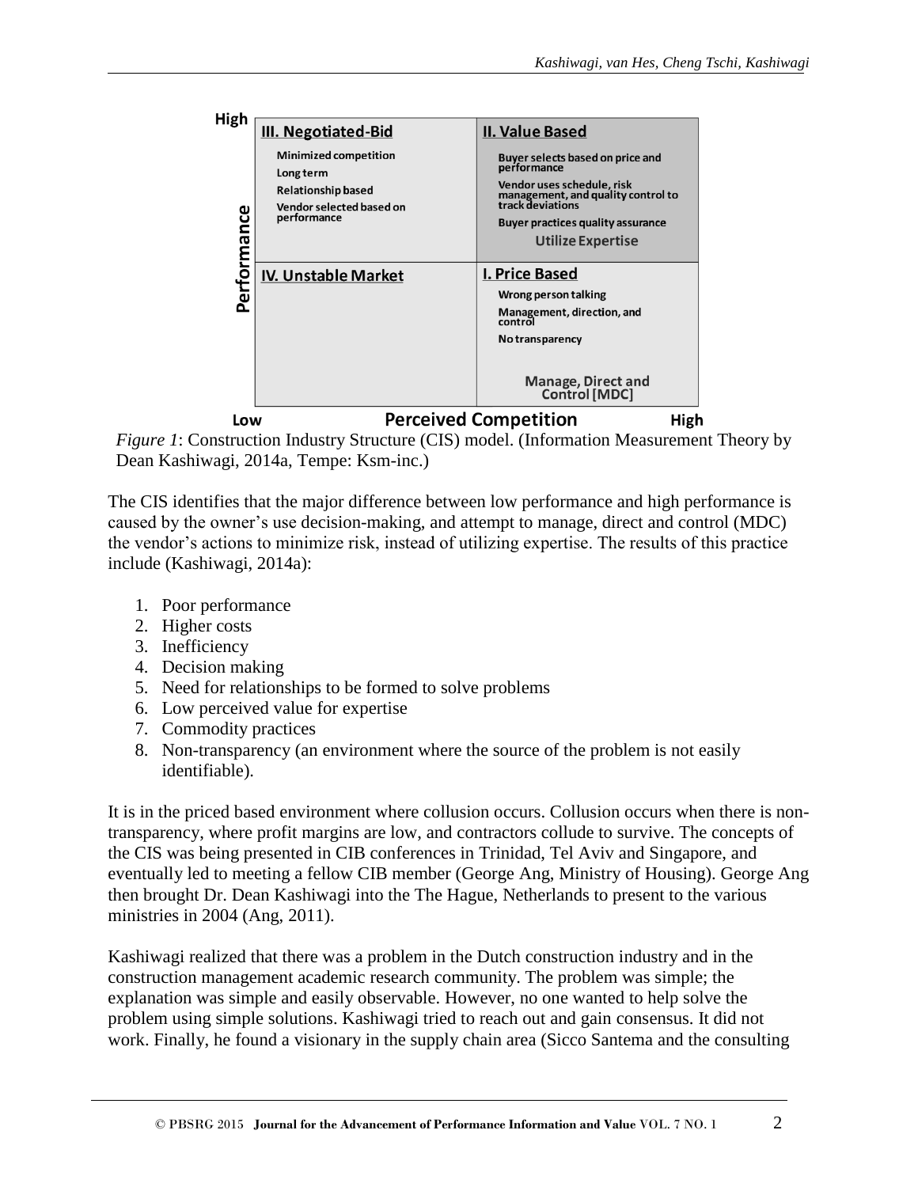| | Low Perceived Competition | High Perceived Competition |
|---|---|---|
| **High Performance** | **III. Negotiated-Bid**<br>Minimized competition<br>Long term<br>Relationship based<br>Vendor selected based on performance | **II. Value Based**<br>Buyer selects based on price and performance<br>Vendor uses schedule, risk management, and quality control to track deviations<br>Buyer practices quality assurance<br>Utilize Expertise |
| **Low Performance** | **IV. Unstable Market** | **I. Price Based**<br>Wrong person talking<br>Management, direction, and control<br>No transparency<br>Manage, Direct and Control [MDC] |

*Figure 1*: Construction Industry Structure (CIS) model. (Information Measurement Theory by Dean Kashiwagi, 2014a, Tempe: Ksm-inc.)

The CIS identifies that the major difference between low performance and high performance is caused by the owner's use decision-making, and attempt to manage, direct and control (MDC) the vendor's actions to minimize risk, instead of utilizing expertise. The results of this practice include (Kashiwagi, 2014a):

1. Poor performance
2. Higher costs
3. Inefficiency
4. Decision making
5. Need for relationships to be formed to solve problems
6. Low perceived value for expertise
7. Commodity practices
8. Non-transparency (an environment where the source of the problem is not easily identifiable).

It is in the priced based environment where collusion occurs. Collusion occurs when there is non-transparency, where profit margins are low, and contractors collude to survive. The concepts of the CIS was being presented in CIB conferences in Trinidad, Tel Aviv and Singapore, and eventually led to meeting a fellow CIB member (George Ang, Ministry of Housing). George Ang then brought Dr. Dean Kashiwagi into the The Hague, Netherlands to present to the various ministries in 2004 (Ang, 2011).

Kashiwagi realized that there was a problem in the Dutch construction industry and in the construction management academic research community. The problem was simple; the explanation was simple and easily observable. However, no one wanted to help solve the problem using simple solutions. Kashiwagi tried to reach out and gain consensus. It did not work. Finally, he found a visionary in the supply chain area (Sicco Santema and the consulting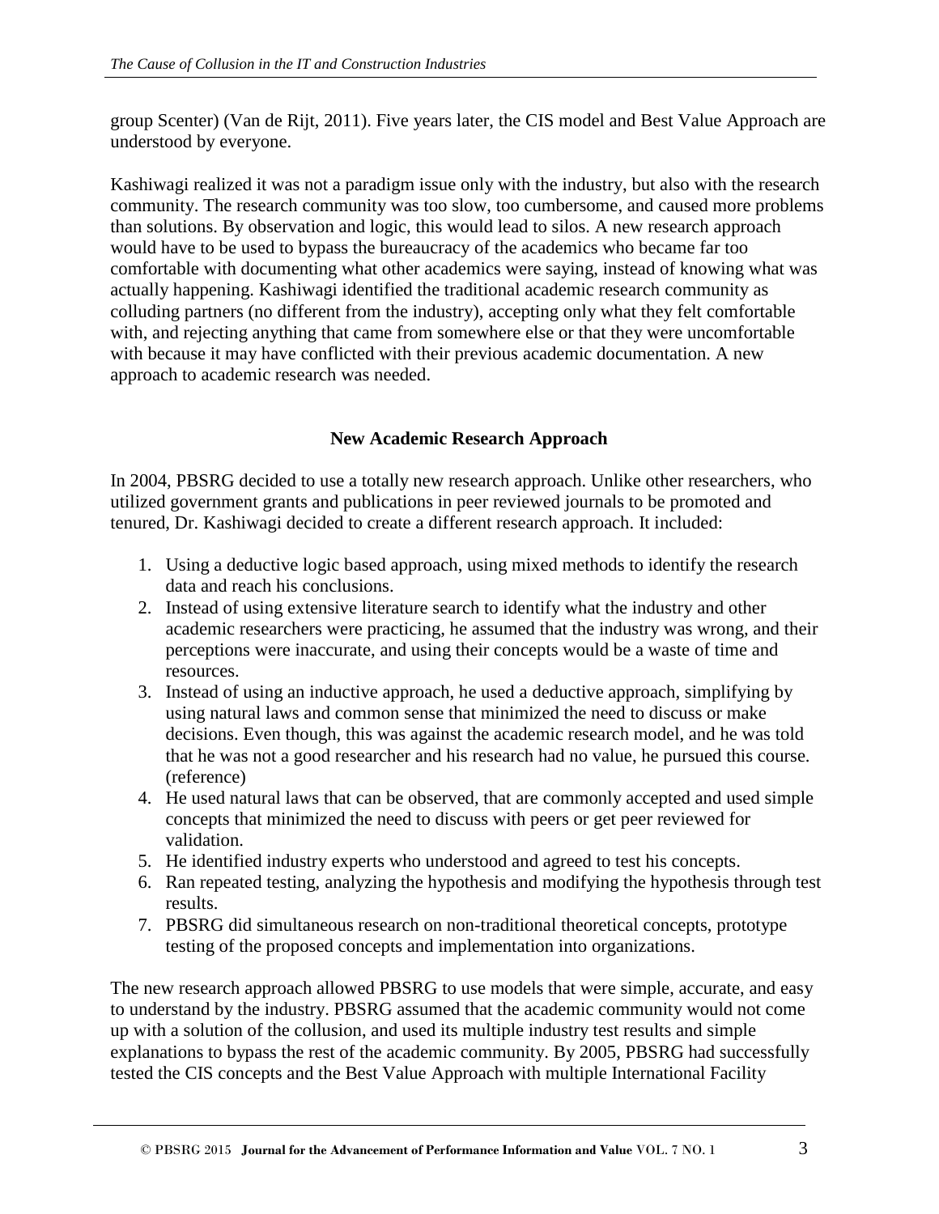group Scenter) (Van de Rijt, 2011). Five years later, the CIS model and Best Value Approach are understood by everyone.

Kashiwagi realized it was not a paradigm issue only with the industry, but also with the research community. The research community was too slow, too cumbersome, and caused more problems than solutions. By observation and logic, this would lead to silos. A new research approach would have to be used to bypass the bureaucracy of the academics who became far too comfortable with documenting what other academics were saying, instead of knowing what was actually happening. Kashiwagi identified the traditional academic research community as colluding partners (no different from the industry), accepting only what they felt comfortable with, and rejecting anything that came from somewhere else or that they were uncomfortable with because it may have conflicted with their previous academic documentation. A new approach to academic research was needed.

## New Academic Research Approach

In 2004, PBSRG decided to use a totally new research approach. Unlike other researchers, who utilized government grants and publications in peer reviewed journals to be promoted and tenured, Dr. Kashiwagi decided to create a different research approach. It included:

1. Using a deductive logic based approach, using mixed methods to identify the research data and reach his conclusions.
2. Instead of using extensive literature search to identify what the industry and other academic researchers were practicing, he assumed that the industry was wrong, and their perceptions were inaccurate, and using their concepts would be a waste of time and resources.
3. Instead of using an inductive approach, he used a deductive approach, simplifying by using natural laws and common sense that minimized the need to discuss or make decisions. Even though, this was against the academic research model, and he was told that he was not a good researcher and his research had no value, he pursued this course. (reference)
4. He used natural laws that can be observed, that are commonly accepted and used simple concepts that minimized the need to discuss with peers or get peer reviewed for validation.
5. He identified industry experts who understood and agreed to test his concepts.
6. Ran repeated testing, analyzing the hypothesis and modifying the hypothesis through test results.
7. PBSRG did simultaneous research on non-traditional theoretical concepts, prototype testing of the proposed concepts and implementation into organizations.

The new research approach allowed PBSRG to use models that were simple, accurate, and easy to understand by the industry. PBSRG assumed that the academic community would not come up with a solution of the collusion, and used its multiple industry test results and simple explanations to bypass the rest of the academic community. By 2005, PBSRG had successfully tested the CIS concepts and the Best Value Approach with multiple International Facility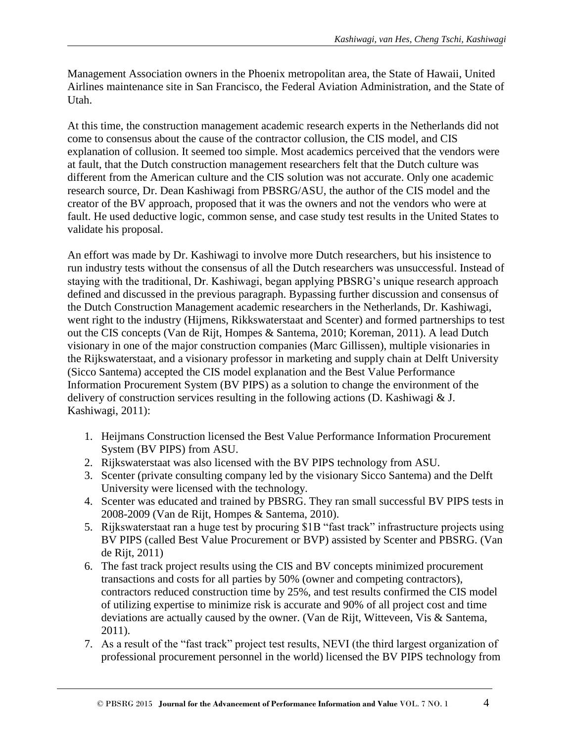Management Association owners in the Phoenix metropolitan area, the State of Hawaii, United Airlines maintenance site in San Francisco, the Federal Aviation Administration, and the State of Utah.

At this time, the construction management academic research experts in the Netherlands did not come to consensus about the cause of the contractor collusion, the CIS model, and CIS explanation of collusion. It seemed too simple. Most academics perceived that the vendors were at fault, that the Dutch construction management researchers felt that the Dutch culture was different from the American culture and the CIS solution was not accurate. Only one academic research source, Dr. Dean Kashiwagi from PBSRG/ASU, the author of the CIS model and the creator of the BV approach, proposed that it was the owners and not the vendors who were at fault. He used deductive logic, common sense, and case study test results in the United States to validate his proposal.

An effort was made by Dr. Kashiwagi to involve more Dutch researchers, but his insistence to run industry tests without the consensus of all the Dutch researchers was unsuccessful. Instead of staying with the traditional, Dr. Kashiwagi, began applying PBSRG's unique research approach defined and discussed in the previous paragraph. Bypassing further discussion and consensus of the Dutch Construction Management academic researchers in the Netherlands, Dr. Kashiwagi, went right to the industry (Hijmens, Rikkswaterstaat and Scenter) and formed partnerships to test out the CIS concepts (Van de Rijt, Hompes & Santema, 2010; Koreman, 2011). A lead Dutch visionary in one of the major construction companies (Marc Gillissen), multiple visionaries in the Rijkswaterstaat, and a visionary professor in marketing and supply chain at Delft University (Sicco Santema) accepted the CIS model explanation and the Best Value Performance Information Procurement System (BV PIPS) as a solution to change the environment of the delivery of construction services resulting in the following actions (D. Kashiwagi & J. Kashiwagi, 2011):

1. Heijmans Construction licensed the Best Value Performance Information Procurement System (BV PIPS) from ASU.
2. Rijkswaterstaat was also licensed with the BV PIPS technology from ASU.
3. Scenter (private consulting company led by the visionary Sicco Santema) and the Delft University were licensed with the technology.
4. Scenter was educated and trained by PBSRG. They ran small successful BV PIPS tests in 2008-2009 (Van de Rijt, Hompes & Santema, 2010).
5. Rijkswaterstaat ran a huge test by procuring $1B "fast track" infrastructure projects using BV PIPS (called Best Value Procurement or BVP) assisted by Scenter and PBSRG. (Van de Rijt, 2011)
6. The fast track project results using the CIS and BV concepts minimized procurement transactions and costs for all parties by 50% (owner and competing contractors), contractors reduced construction time by 25%, and test results confirmed the CIS model of utilizing expertise to minimize risk is accurate and 90% of all project cost and time deviations are actually caused by the owner. (Van de Rijt, Witteveen, Vis & Santema, 2011).
7. As a result of the "fast track" project test results, NEVI (the third largest organization of professional procurement personnel in the world) licensed the BV PIPS technology from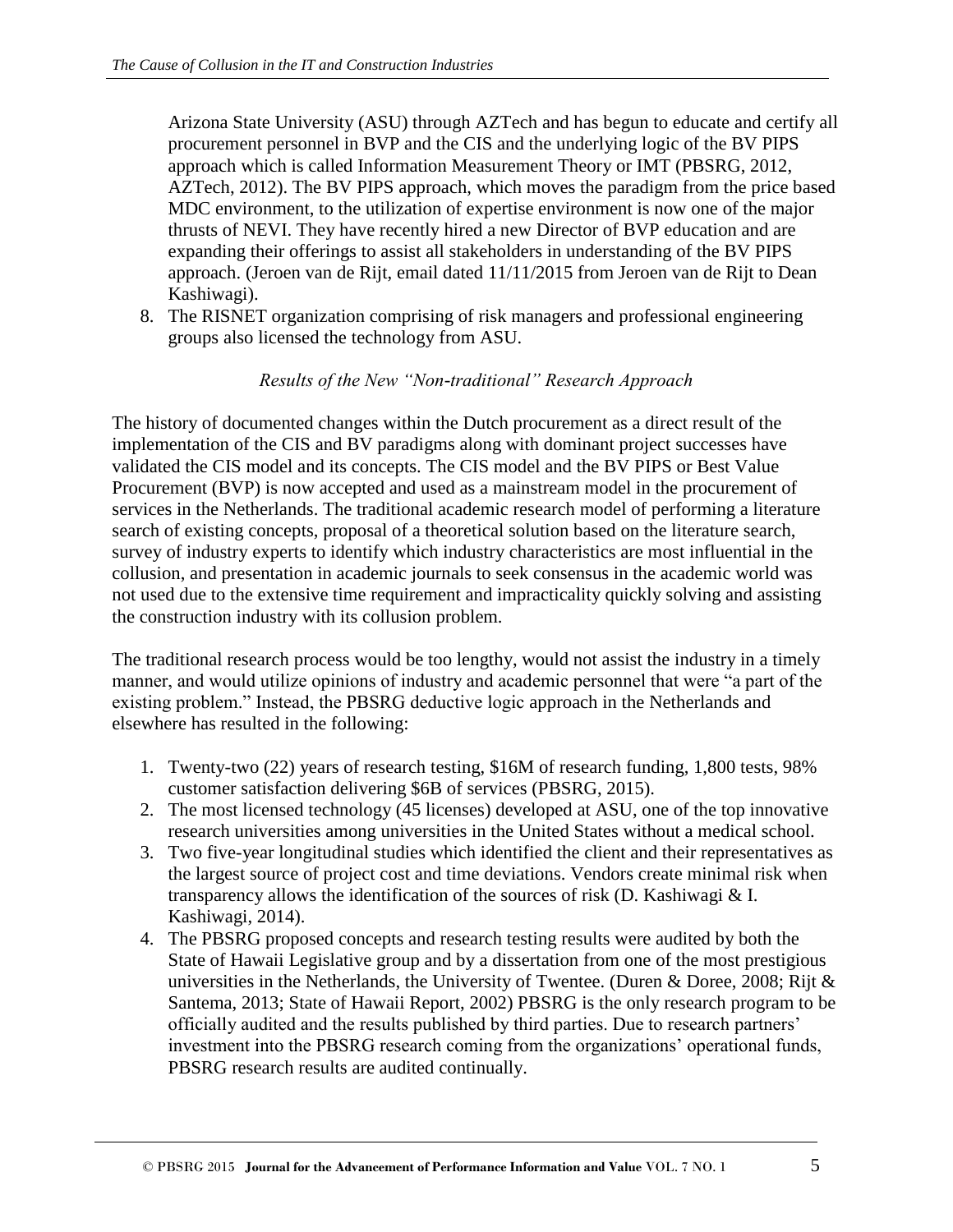Arizona State University (ASU) through AZTech and has begun to educate and certify all procurement personnel in BVP and the CIS and the underlying logic of the BV PIPS approach which is called Information Measurement Theory or IMT (PBSRG, 2012, AZTech, 2012). The BV PIPS approach, which moves the paradigm from the price based MDC environment, to the utilization of expertise environment is now one of the major thrusts of NEVI. They have recently hired a new Director of BVP education and are expanding their offerings to assist all stakeholders in understanding of the BV PIPS approach. (Jeroen van de Rijt, email dated 11/11/2015 from Jeroen van de Rijt to Dean Kashiwagi).

8. The RISNET organization comprising of risk managers and professional engineering groups also licensed the technology from ASU.

### *Results of the New "Non-traditional" Research Approach*

The history of documented changes within the Dutch procurement as a direct result of the implementation of the CIS and BV paradigms along with dominant project successes have validated the CIS model and its concepts. The CIS model and the BV PIPS or Best Value Procurement (BVP) is now accepted and used as a mainstream model in the procurement of services in the Netherlands. The traditional academic research model of performing a literature search of existing concepts, proposal of a theoretical solution based on the literature search, survey of industry experts to identify which industry characteristics are most influential in the collusion, and presentation in academic journals to seek consensus in the academic world was not used due to the extensive time requirement and impracticality quickly solving and assisting the construction industry with its collusion problem.

The traditional research process would be too lengthy, would not assist the industry in a timely manner, and would utilize opinions of industry and academic personnel that were "a part of the existing problem." Instead, the PBSRG deductive logic approach in the Netherlands and elsewhere has resulted in the following:

1. Twenty-two (22) years of research testing, $16M of research funding, 1,800 tests, 98% customer satisfaction delivering $6B of services (PBSRG, 2015).
2. The most licensed technology (45 licenses) developed at ASU, one of the top innovative research universities among universities in the United States without a medical school.
3. Two five-year longitudinal studies which identified the client and their representatives as the largest source of project cost and time deviations. Vendors create minimal risk when transparency allows the identification of the sources of risk (D. Kashiwagi & I. Kashiwagi, 2014).
4. The PBSRG proposed concepts and research testing results were audited by both the State of Hawaii Legislative group and by a dissertation from one of the most prestigious universities in the Netherlands, the University of Twentee. (Duren & Doree, 2008; Rijt & Santema, 2013; State of Hawaii Report, 2002) PBSRG is the only research program to be officially audited and the results published by third parties. Due to research partners' investment into the PBSRG research coming from the organizations' operational funds, PBSRG research results are audited continually.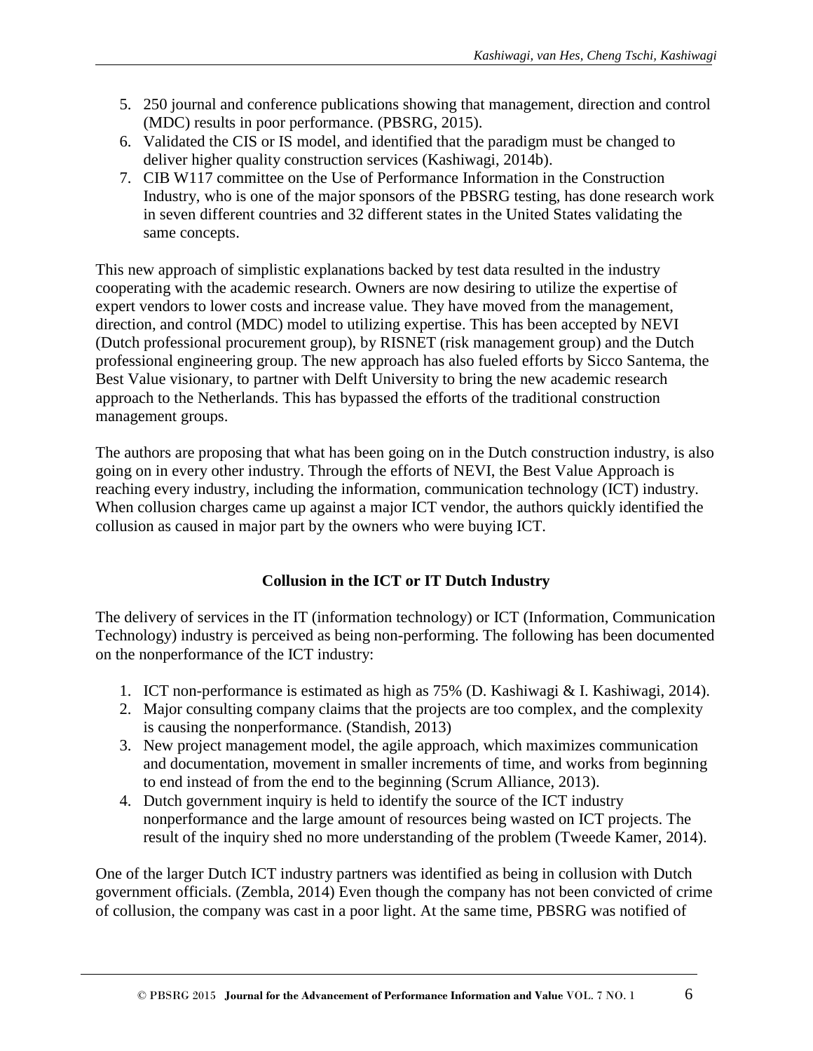5. 250 journal and conference publications showing that management, direction and control (MDC) results in poor performance. (PBSRG, 2015).
6. Validated the CIS or IS model, and identified that the paradigm must be changed to deliver higher quality construction services (Kashiwagi, 2014b).
7. CIB W117 committee on the Use of Performance Information in the Construction Industry, who is one of the major sponsors of the PBSRG testing, has done research work in seven different countries and 32 different states in the United States validating the same concepts.

This new approach of simplistic explanations backed by test data resulted in the industry cooperating with the academic research. Owners are now desiring to utilize the expertise of expert vendors to lower costs and increase value. They have moved from the management, direction, and control (MDC) model to utilizing expertise. This has been accepted by NEVI (Dutch professional procurement group), by RISNET (risk management group) and the Dutch professional engineering group. The new approach has also fueled efforts by Sicco Santema, the Best Value visionary, to partner with Delft University to bring the new academic research approach to the Netherlands. This has bypassed the efforts of the traditional construction management groups.

The authors are proposing that what has been going on in the Dutch construction industry, is also going on in every other industry. Through the efforts of NEVI, the Best Value Approach is reaching every industry, including the information, communication technology (ICT) industry. When collusion charges came up against a major ICT vendor, the authors quickly identified the collusion as caused in major part by the owners who were buying ICT.

## Collusion in the ICT or IT Dutch Industry

The delivery of services in the IT (information technology) or ICT (Information, Communication Technology) industry is perceived as being non-performing. The following has been documented on the nonperformance of the ICT industry:

1. ICT non-performance is estimated as high as 75% (D. Kashiwagi & I. Kashiwagi, 2014).
2. Major consulting company claims that the projects are too complex, and the complexity is causing the nonperformance. (Standish, 2013)
3. New project management model, the agile approach, which maximizes communication and documentation, movement in smaller increments of time, and works from beginning to end instead of from the end to the beginning (Scrum Alliance, 2013).
4. Dutch government inquiry is held to identify the source of the ICT industry nonperformance and the large amount of resources being wasted on ICT projects. The result of the inquiry shed no more understanding of the problem (Tweede Kamer, 2014).

One of the larger Dutch ICT industry partners was identified as being in collusion with Dutch government officials. (Zembla, 2014) Even though the company has not been convicted of crime of collusion, the company was cast in a poor light. At the same time, PBSRG was notified of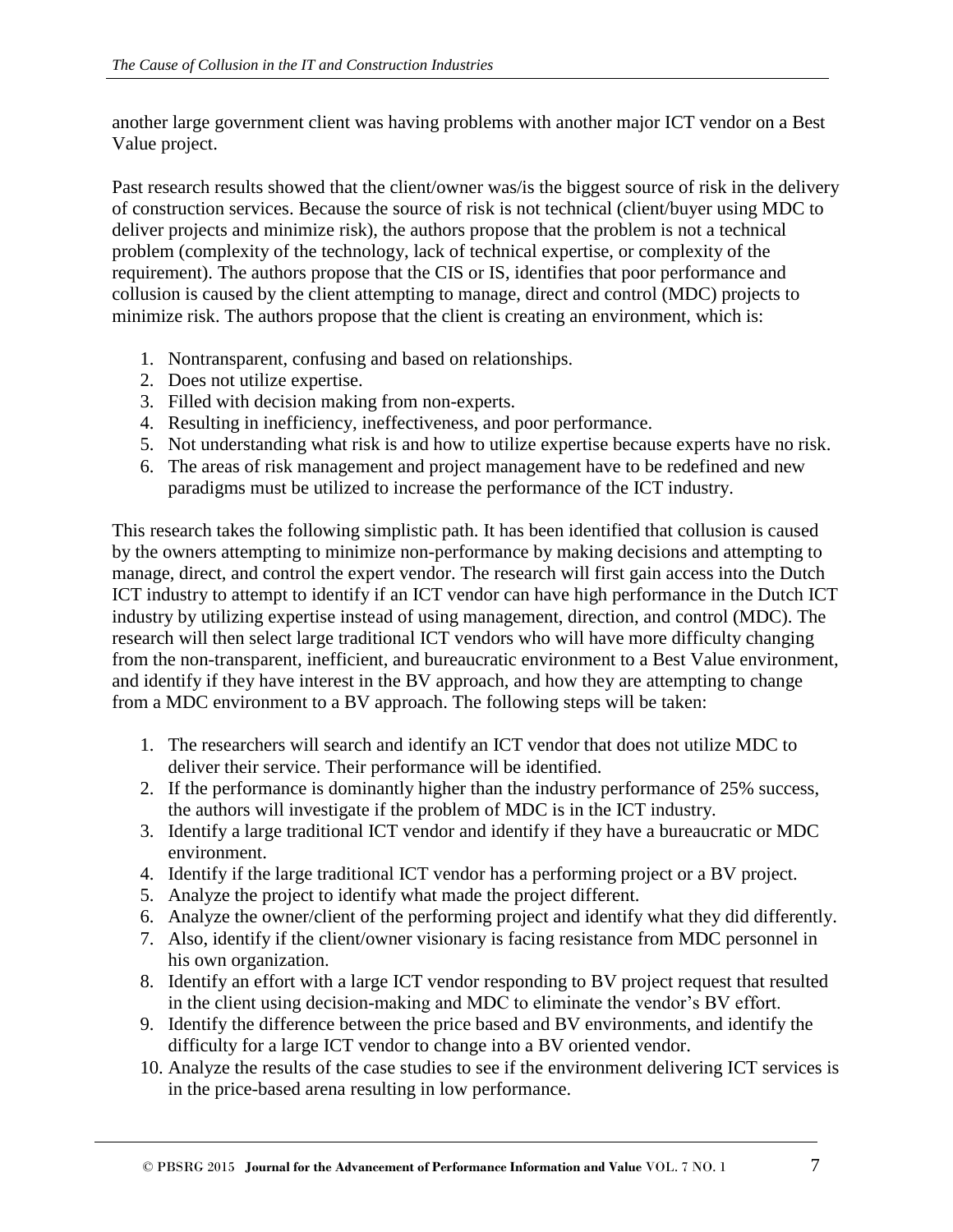another large government client was having problems with another major ICT vendor on a Best Value project.

Past research results showed that the client/owner was/is the biggest source of risk in the delivery of construction services. Because the source of risk is not technical (client/buyer using MDC to deliver projects and minimize risk), the authors propose that the problem is not a technical problem (complexity of the technology, lack of technical expertise, or complexity of the requirement). The authors propose that the CIS or IS, identifies that poor performance and collusion is caused by the client attempting to manage, direct and control (MDC) projects to minimize risk. The authors propose that the client is creating an environment, which is:

1. Nontransparent, confusing and based on relationships.
2. Does not utilize expertise.
3. Filled with decision making from non-experts.
4. Resulting in inefficiency, ineffectiveness, and poor performance.
5. Not understanding what risk is and how to utilize expertise because experts have no risk.
6. The areas of risk management and project management have to be redefined and new paradigms must be utilized to increase the performance of the ICT industry.

This research takes the following simplistic path. It has been identified that collusion is caused by the owners attempting to minimize non-performance by making decisions and attempting to manage, direct, and control the expert vendor. The research will first gain access into the Dutch ICT industry to attempt to identify if an ICT vendor can have high performance in the Dutch ICT industry by utilizing expertise instead of using management, direction, and control (MDC). The research will then select large traditional ICT vendors who will have more difficulty changing from the non-transparent, inefficient, and bureaucratic environment to a Best Value environment, and identify if they have interest in the BV approach, and how they are attempting to change from a MDC environment to a BV approach. The following steps will be taken:

1. The researchers will search and identify an ICT vendor that does not utilize MDC to deliver their service. Their performance will be identified.
2. If the performance is dominantly higher than the industry performance of 25% success, the authors will investigate if the problem of MDC is in the ICT industry.
3. Identify a large traditional ICT vendor and identify if they have a bureaucratic or MDC environment.
4. Identify if the large traditional ICT vendor has a performing project or a BV project.
5. Analyze the project to identify what made the project different.
6. Analyze the owner/client of the performing project and identify what they did differently.
7. Also, identify if the client/owner visionary is facing resistance from MDC personnel in his own organization.
8. Identify an effort with a large ICT vendor responding to BV project request that resulted in the client using decision-making and MDC to eliminate the vendor's BV effort.
9. Identify the difference between the price based and BV environments, and identify the difficulty for a large ICT vendor to change into a BV oriented vendor.
10. Analyze the results of the case studies to see if the environment delivering ICT services is in the price-based arena resulting in low performance.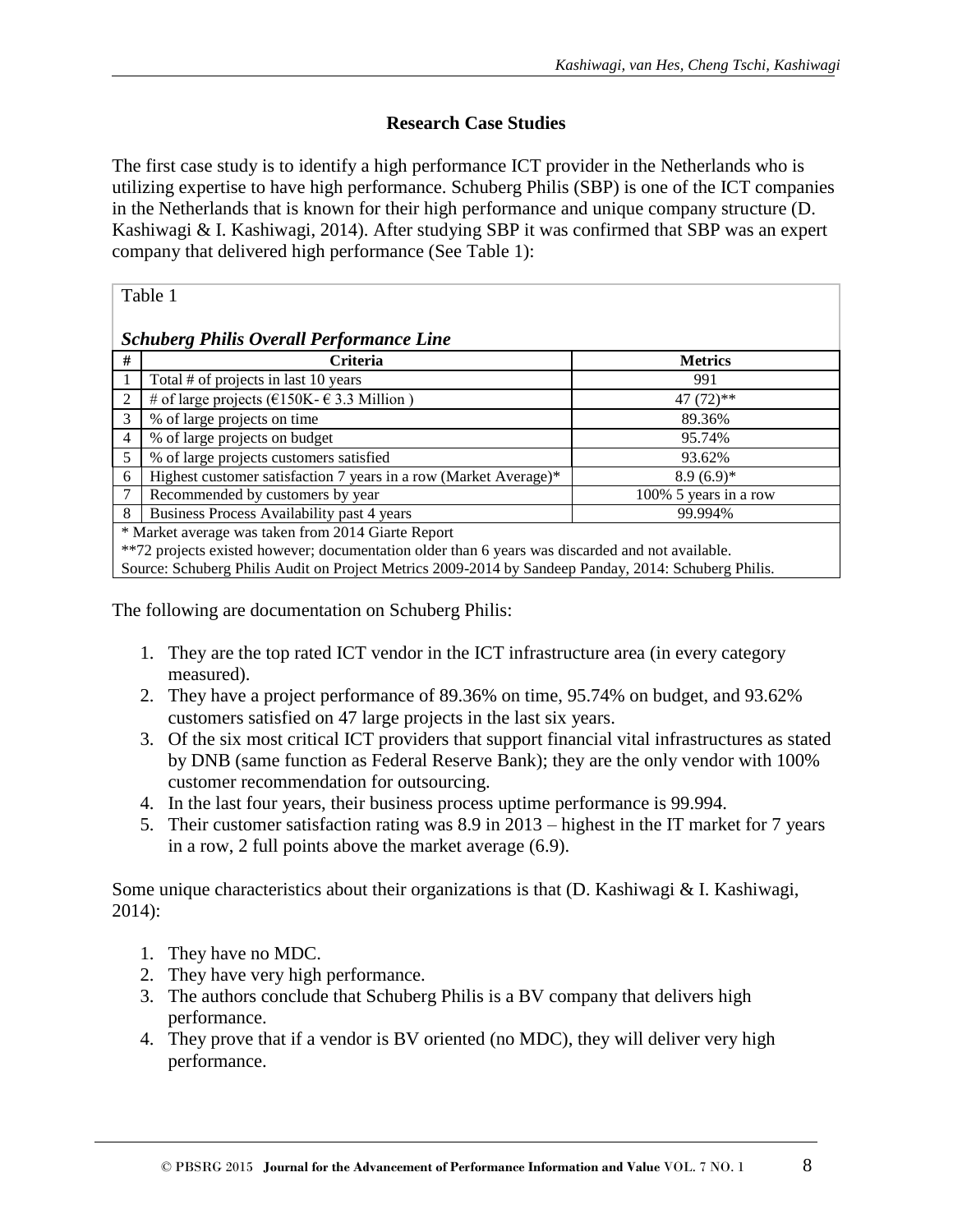### Research Case Studies

The first case study is to identify a high performance ICT provider in the Netherlands who is utilizing expertise to have high performance. Schuberg Philis (SBP) is one of the ICT companies in the Netherlands that is known for their high performance and unique company structure (D. Kashiwagi & I. Kashiwagi, 2014). After studying SBP it was confirmed that SBP was an expert company that delivered high performance (See Table 1):

Table 1

***Schuberg Philis Overall Performance Line***

| # | Criteria | Metrics |
|---|---|---|
| 1 | Total # of projects in last 10 years | 991 |
| 2 | # of large projects (€150K- € 3.3 Million ) | 47 (72)** |
| 3 | % of large projects on time | 89.36% |
| 4 | % of large projects on budget | 95.74% |
| 5 | % of large projects customers satisfied | 93.62% |
| 6 | Highest customer satisfaction 7 years in a row (Market Average)* | 8.9 (6.9)* |
| 7 | Recommended by customers by year | 100% 5 years in a row |
| 8 | Business Process Availability past 4 years | 99.994% |

\* Market average was taken from 2014 Giarte Report
\*\*72 projects existed however; documentation older than 6 years was discarded and not available.
Source: Schuberg Philis Audit on Project Metrics 2009-2014 by Sandeep Panday, 2014: Schuberg Philis.

The following are documentation on Schuberg Philis:

1. They are the top rated ICT vendor in the ICT infrastructure area (in every category measured).
2. They have a project performance of 89.36% on time, 95.74% on budget, and 93.62% customers satisfied on 47 large projects in the last six years.
3. Of the six most critical ICT providers that support financial vital infrastructures as stated by DNB (same function as Federal Reserve Bank); they are the only vendor with 100% customer recommendation for outsourcing.
4. In the last four years, their business process uptime performance is 99.994.
5. Their customer satisfaction rating was 8.9 in 2013 – highest in the IT market for 7 years in a row, 2 full points above the market average (6.9).

Some unique characteristics about their organizations is that (D. Kashiwagi & I. Kashiwagi, 2014):

1. They have no MDC.
2. They have very high performance.
3. The authors conclude that Schuberg Philis is a BV company that delivers high performance.
4. They prove that if a vendor is BV oriented (no MDC), they will deliver very high performance.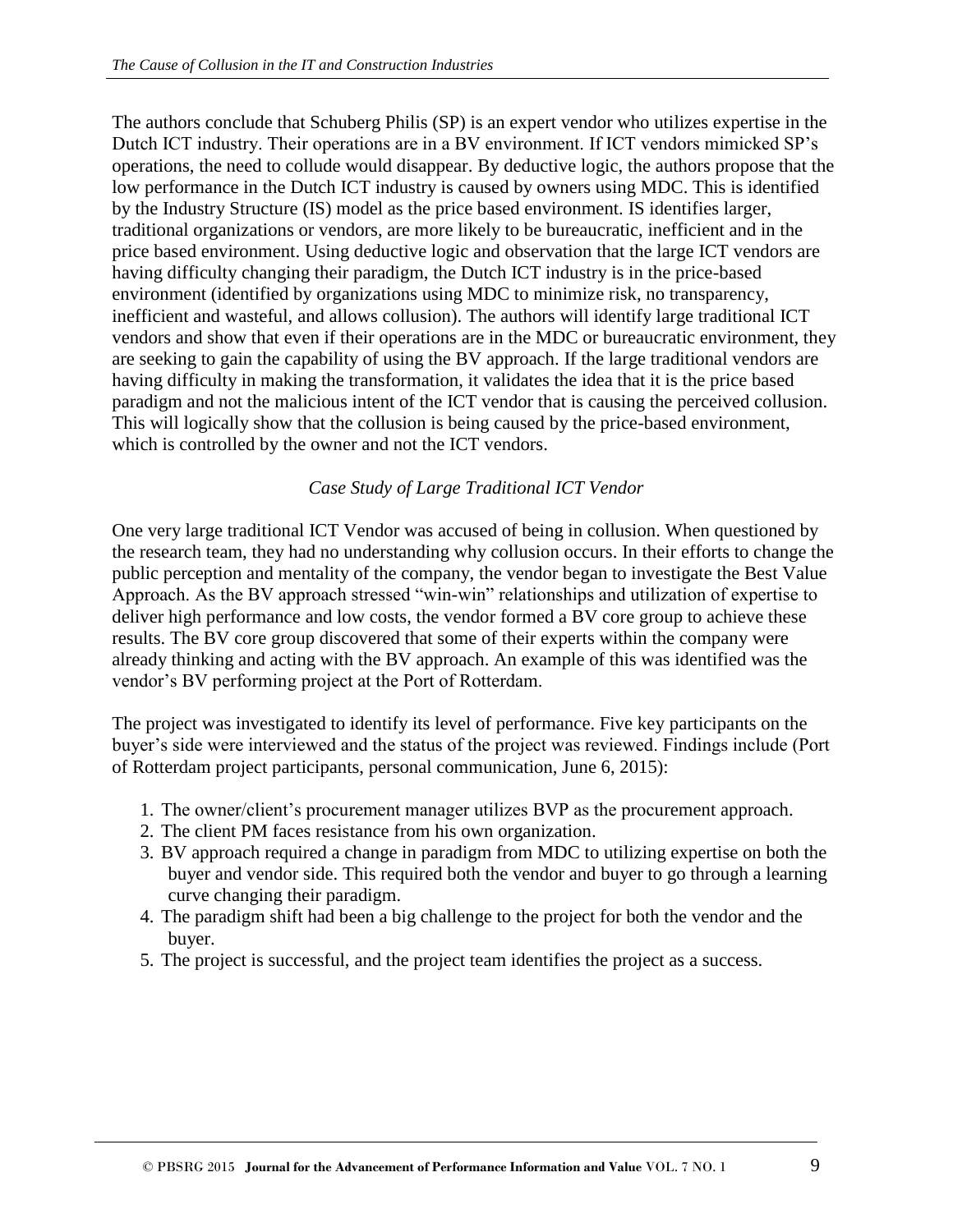The authors conclude that Schuberg Philis (SP) is an expert vendor who utilizes expertise in the Dutch ICT industry. Their operations are in a BV environment. If ICT vendors mimicked SP's operations, the need to collude would disappear. By deductive logic, the authors propose that the low performance in the Dutch ICT industry is caused by owners using MDC. This is identified by the Industry Structure (IS) model as the price based environment. IS identifies larger, traditional organizations or vendors, are more likely to be bureaucratic, inefficient and in the price based environment. Using deductive logic and observation that the large ICT vendors are having difficulty changing their paradigm, the Dutch ICT industry is in the price-based environment (identified by organizations using MDC to minimize risk, no transparency, inefficient and wasteful, and allows collusion). The authors will identify large traditional ICT vendors and show that even if their operations are in the MDC or bureaucratic environment, they are seeking to gain the capability of using the BV approach. If the large traditional vendors are having difficulty in making the transformation, it validates the idea that it is the price based paradigm and not the malicious intent of the ICT vendor that is causing the perceived collusion. This will logically show that the collusion is being caused by the price-based environment, which is controlled by the owner and not the ICT vendors.

### *Case Study of Large Traditional ICT Vendor*

One very large traditional ICT Vendor was accused of being in collusion. When questioned by the research team, they had no understanding why collusion occurs. In their efforts to change the public perception and mentality of the company, the vendor began to investigate the Best Value Approach. As the BV approach stressed "win-win" relationships and utilization of expertise to deliver high performance and low costs, the vendor formed a BV core group to achieve these results. The BV core group discovered that some of their experts within the company were already thinking and acting with the BV approach. An example of this was identified was the vendor's BV performing project at the Port of Rotterdam.

The project was investigated to identify its level of performance. Five key participants on the buyer's side were interviewed and the status of the project was reviewed. Findings include (Port of Rotterdam project participants, personal communication, June 6, 2015):

1. The owner/client's procurement manager utilizes BVP as the procurement approach.
2. The client PM faces resistance from his own organization.
3. BV approach required a change in paradigm from MDC to utilizing expertise on both the buyer and vendor side. This required both the vendor and buyer to go through a learning curve changing their paradigm.
4. The paradigm shift had been a big challenge to the project for both the vendor and the buyer.
5. The project is successful, and the project team identifies the project as a success.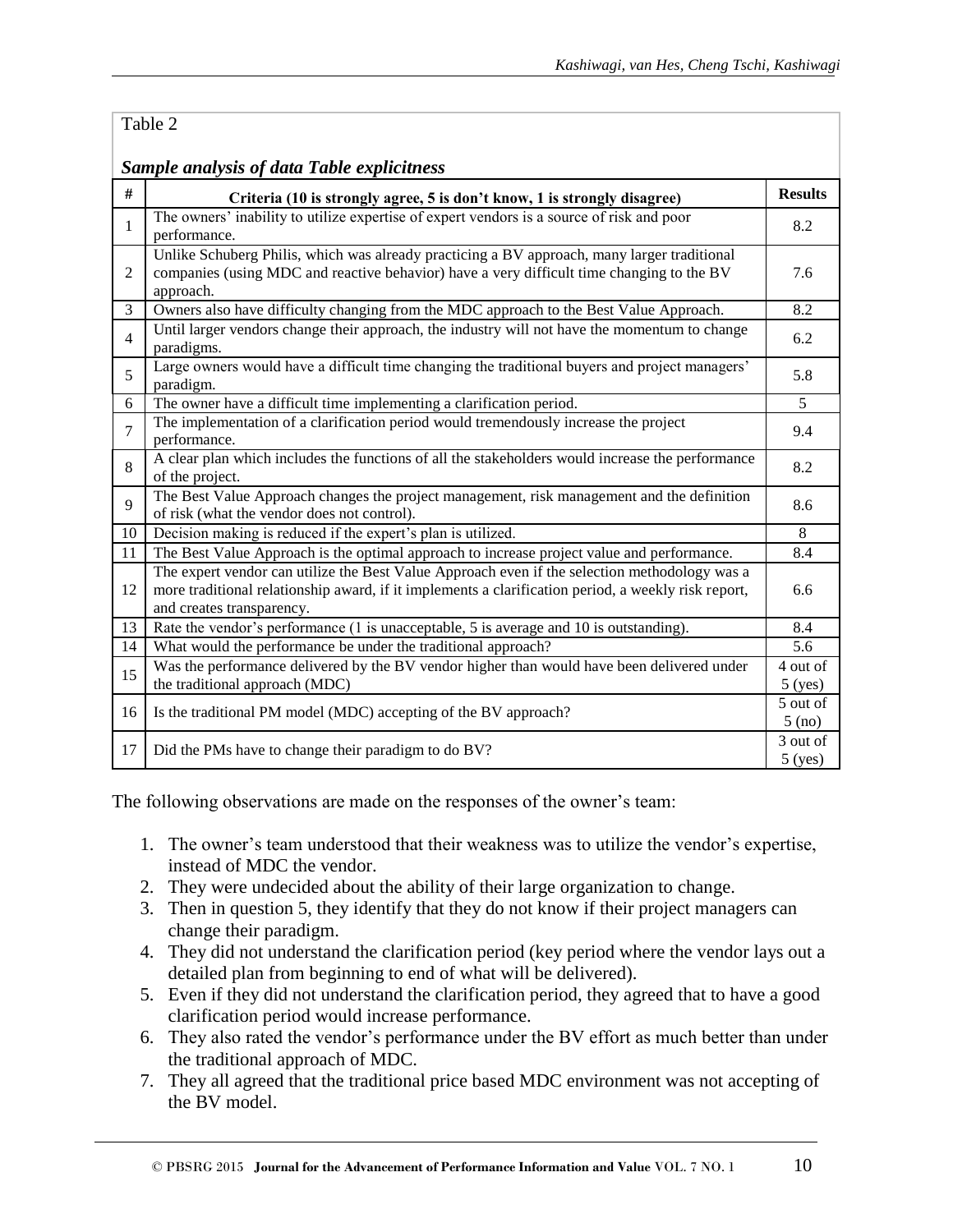Table 2

***Sample analysis of data Table explicitness***

| # | Criteria (10 is strongly agree, 5 is don't know, 1 is strongly disagree) | Results |
|---|---|---|
| 1 | The owners' inability to utilize expertise of expert vendors is a source of risk and poor performance. | 8.2 |
| 2 | Unlike Schuberg Philis, which was already practicing a BV approach, many larger traditional companies (using MDC and reactive behavior) have a very difficult time changing to the BV approach. | 7.6 |
| 3 | Owners also have difficulty changing from the MDC approach to the Best Value Approach. | 8.2 |
| 4 | Until larger vendors change their approach, the industry will not have the momentum to change paradigms. | 6.2 |
| 5 | Large owners would have a difficult time changing the traditional buyers and project managers' paradigm. | 5.8 |
| 6 | The owner have a difficult time implementing a clarification period. | 5 |
| 7 | The implementation of a clarification period would tremendously increase the project performance. | 9.4 |
| 8 | A clear plan which includes the functions of all the stakeholders would increase the performance of the project. | 8.2 |
| 9 | The Best Value Approach changes the project management, risk management and the definition of risk (what the vendor does not control). | 8.6 |
| 10 | Decision making is reduced if the expert's plan is utilized. | 8 |
| 11 | The Best Value Approach is the optimal approach to increase project value and performance. | 8.4 |
| 12 | The expert vendor can utilize the Best Value Approach even if the selection methodology was a more traditional relationship award, if it implements a clarification period, a weekly risk report, and creates transparency. | 6.6 |
| 13 | Rate the vendor's performance (1 is unacceptable, 5 is average and 10 is outstanding). | 8.4 |
| 14 | What would the performance be under the traditional approach? | 5.6 |
| 15 | Was the performance delivered by the BV vendor higher than would have been delivered under the traditional approach (MDC) | 4 out of 5 (yes) |
| 16 | Is the traditional PM model (MDC) accepting of the BV approach? | 5 out of 5 (no) |
| 17 | Did the PMs have to change their paradigm to do BV? | 3 out of 5 (yes) |

The following observations are made on the responses of the owner's team:

1. The owner's team understood that their weakness was to utilize the vendor's expertise, instead of MDC the vendor.
2. They were undecided about the ability of their large organization to change.
3. Then in question 5, they identify that they do not know if their project managers can change their paradigm.
4. They did not understand the clarification period (key period where the vendor lays out a detailed plan from beginning to end of what will be delivered).
5. Even if they did not understand the clarification period, they agreed that to have a good clarification period would increase performance.
6. They also rated the vendor's performance under the BV effort as much better than under the traditional approach of MDC.
7. They all agreed that the traditional price based MDC environment was not accepting of the BV model.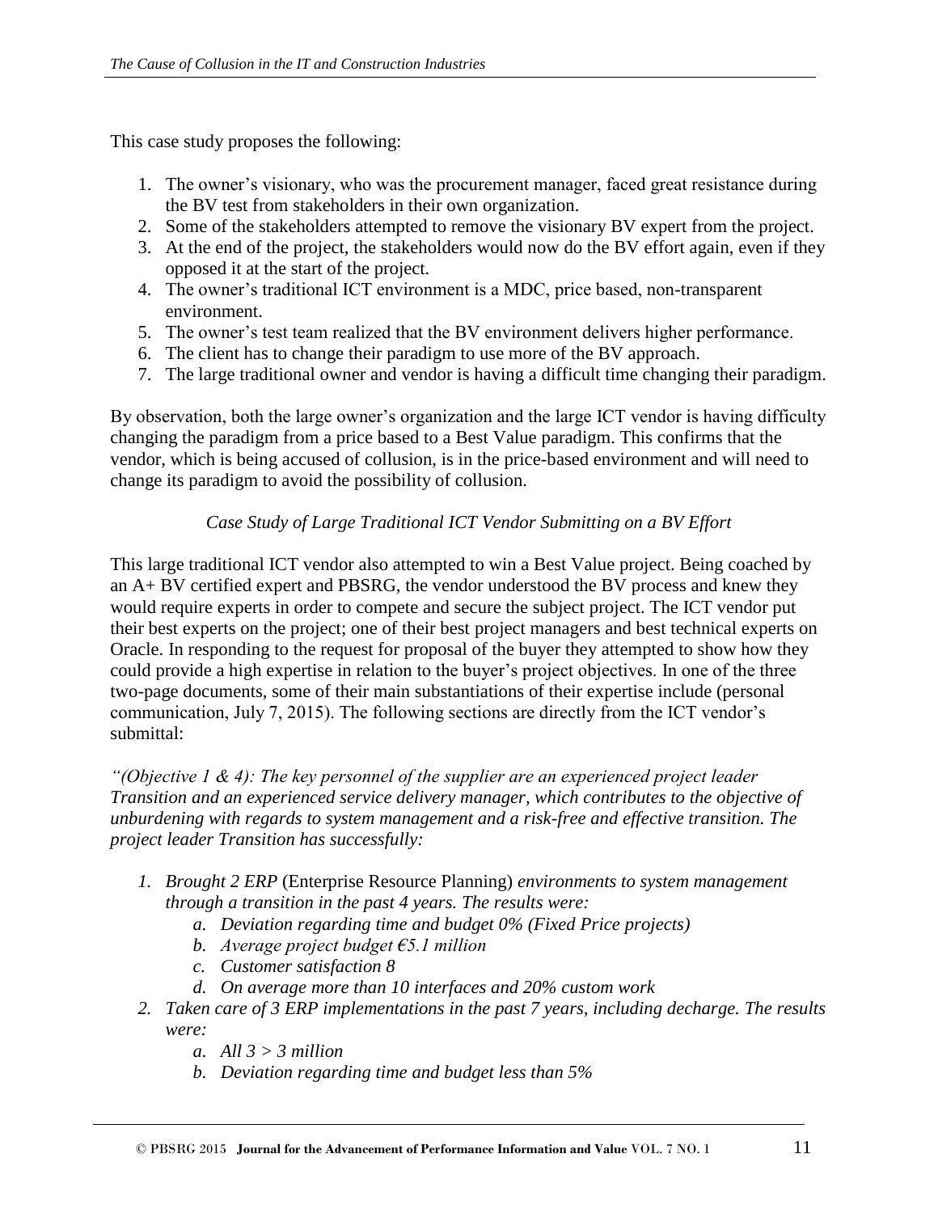This case study proposes the following:

1. The owner's visionary, who was the procurement manager, faced great resistance during the BV test from stakeholders in their own organization.
2. Some of the stakeholders attempted to remove the visionary BV expert from the project.
3. At the end of the project, the stakeholders would now do the BV effort again, even if they opposed it at the start of the project.
4. The owner's traditional ICT environment is a MDC, price based, non-transparent environment.
5. The owner's test team realized that the BV environment delivers higher performance.
6. The client has to change their paradigm to use more of the BV approach.
7. The large traditional owner and vendor is having a difficult time changing their paradigm.

By observation, both the large owner's organization and the large ICT vendor is having difficulty changing the paradigm from a price based to a Best Value paradigm. This confirms that the vendor, which is being accused of collusion, is in the price-based environment and will need to change its paradigm to avoid the possibility of collusion.

*Case Study of Large Traditional ICT Vendor Submitting on a BV Effort*

This large traditional ICT vendor also attempted to win a Best Value project. Being coached by an A+ BV certified expert and PBSRG, the vendor understood the BV process and knew they would require experts in order to compete and secure the subject project. The ICT vendor put their best experts on the project; one of their best project managers and best technical experts on Oracle. In responding to the request for proposal of the buyer they attempted to show how they could provide a high expertise in relation to the buyer's project objectives. In one of the three two-page documents, some of their main substantiations of their expertise include (personal communication, July 7, 2015). The following sections are directly from the ICT vendor's submittal:

*"(Objective 1 & 4): The key personnel of the supplier are an experienced project leader Transition and an experienced service delivery manager, which contributes to the objective of unburdening with regards to system management and a risk-free and effective transition. The project leader Transition has successfully:*

1. *Brought 2 ERP* (Enterprise Resource Planning) *environments to system management through a transition in the past 4 years. The results were:*
   a. *Deviation regarding time and budget 0% (Fixed Price projects)*
   b. *Average project budget €5.1 million*
   c. *Customer satisfaction 8*
   d. *On average more than 10 interfaces and 20% custom work*
2. *Taken care of 3 ERP implementations in the past 7 years, including decharge. The results were:*
   a. *All 3 > 3 million*
   b. *Deviation regarding time and budget less than 5%*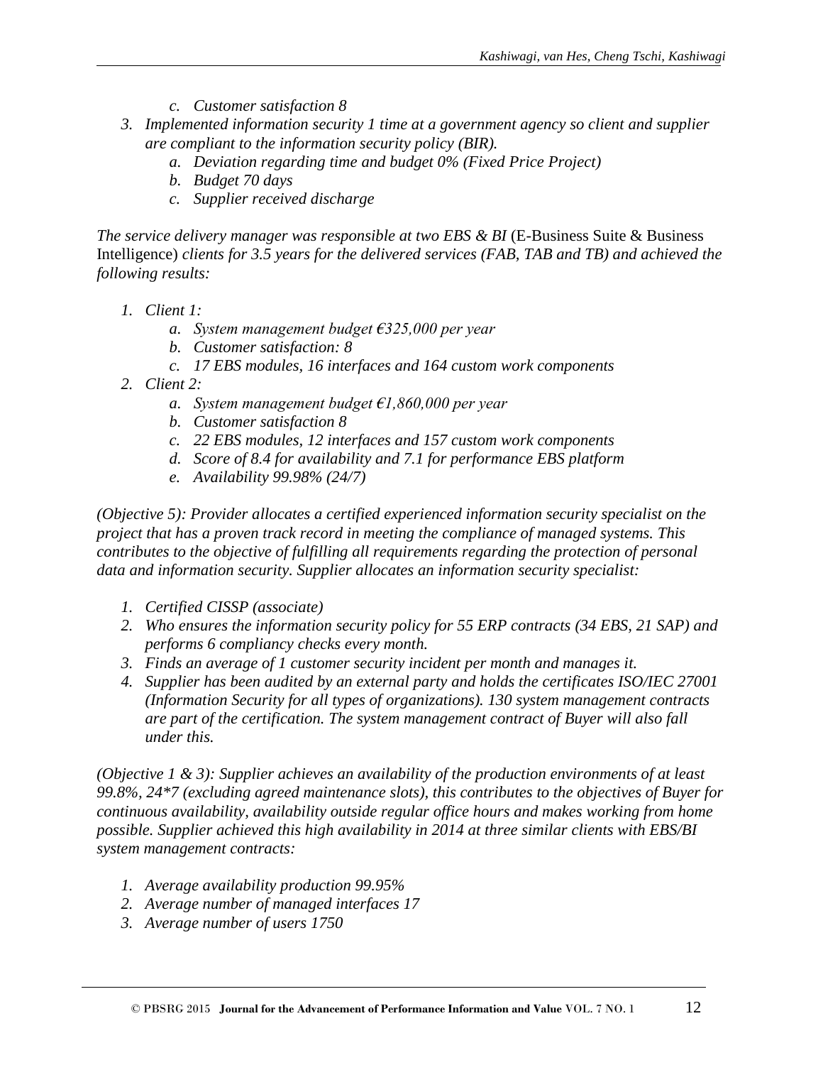c. *Customer satisfaction 8*
3. *Implemented information security 1 time at a government agency so client and supplier are compliant to the information security policy (BIR).*
   a. *Deviation regarding time and budget 0% (Fixed Price Project)*
   b. *Budget 70 days*
   c. *Supplier received discharge*

*The service delivery manager was responsible at two EBS & BI* (E-Business Suite & Business Intelligence) *clients for 3.5 years for the delivered services (FAB, TAB and TB) and achieved the following results:*

1. *Client 1:*
   a. *System management budget €325,000 per year*
   b. *Customer satisfaction: 8*
   c. *17 EBS modules, 16 interfaces and 164 custom work components*
2. *Client 2:*
   a. *System management budget €1,860,000 per year*
   b. *Customer satisfaction 8*
   c. *22 EBS modules, 12 interfaces and 157 custom work components*
   d. *Score of 8.4 for availability and 7.1 for performance EBS platform*
   e. *Availability 99.98% (24/7)*

*(Objective 5): Provider allocates a certified experienced information security specialist on the project that has a proven track record in meeting the compliance of managed systems. This contributes to the objective of fulfilling all requirements regarding the protection of personal data and information security. Supplier allocates an information security specialist:*

1. *Certified CISSP (associate)*
2. *Who ensures the information security policy for 55 ERP contracts (34 EBS, 21 SAP) and performs 6 compliancy checks every month.*
3. *Finds an average of 1 customer security incident per month and manages it.*
4. *Supplier has been audited by an external party and holds the certificates ISO/IEC 27001 (Information Security for all types of organizations). 130 system management contracts are part of the certification. The system management contract of Buyer will also fall under this.*

*(Objective 1 & 3): Supplier achieves an availability of the production environments of at least 99.8%, 24*7 (excluding agreed maintenance slots), this contributes to the objectives of Buyer for continuous availability, availability outside regular office hours and makes working from home possible. Supplier achieved this high availability in 2014 at three similar clients with EBS/BI system management contracts:*

1. *Average availability production 99.95%*
2. *Average number of managed interfaces 17*
3. *Average number of users 1750*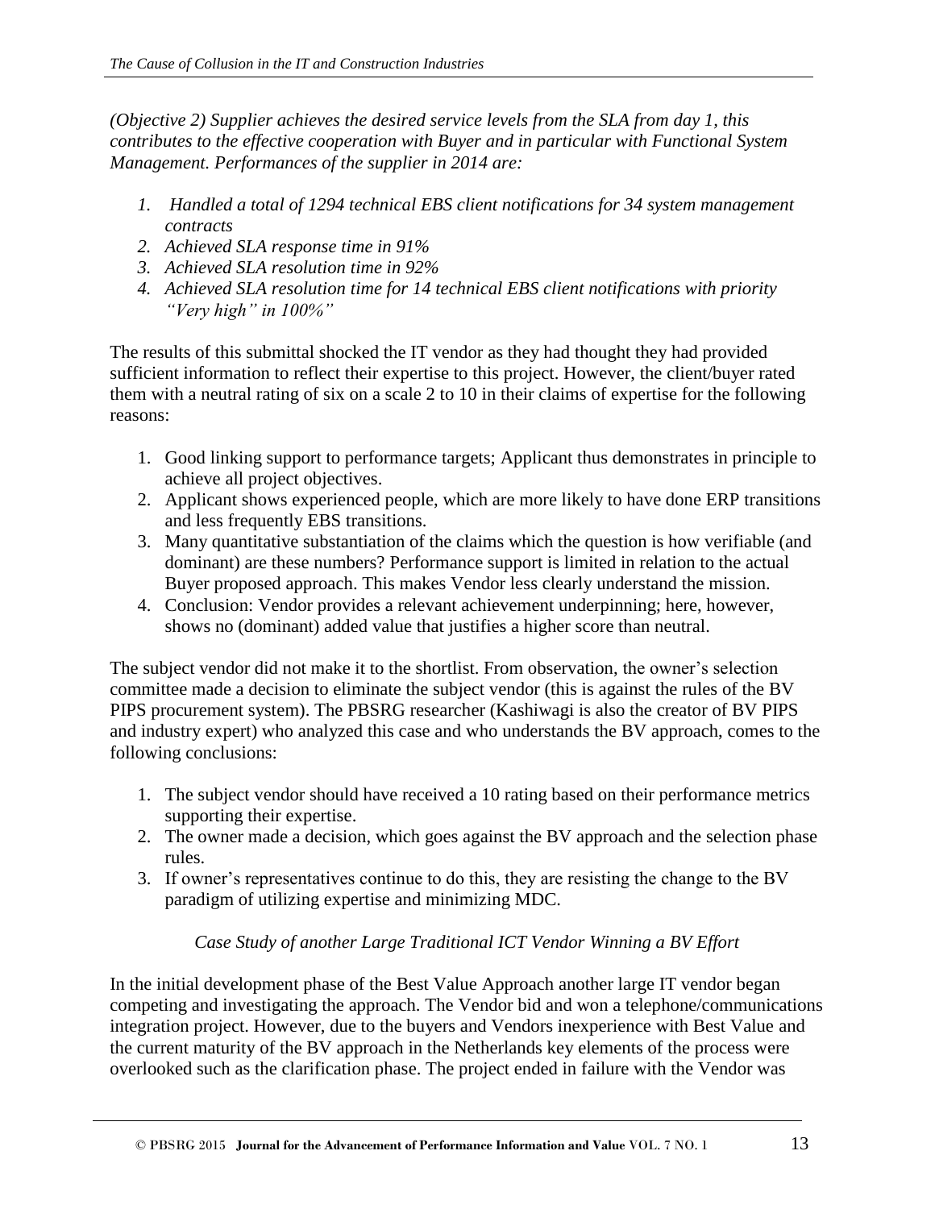*(Objective 2) Supplier achieves the desired service levels from the SLA from day 1, this contributes to the effective cooperation with Buyer and in particular with Functional System Management. Performances of the supplier in 2014 are:*

1. *Handled a total of 1294 technical EBS client notifications for 34 system management contracts*
2. *Achieved SLA response time in 91%*
3. *Achieved SLA resolution time in 92%*
4. *Achieved SLA resolution time for 14 technical EBS client notifications with priority "Very high" in 100%"*

The results of this submittal shocked the IT vendor as they had thought they had provided sufficient information to reflect their expertise to this project. However, the client/buyer rated them with a neutral rating of six on a scale 2 to 10 in their claims of expertise for the following reasons:

1. Good linking support to performance targets; Applicant thus demonstrates in principle to achieve all project objectives.
2. Applicant shows experienced people, which are more likely to have done ERP transitions and less frequently EBS transitions.
3. Many quantitative substantiation of the claims which the question is how verifiable (and dominant) are these numbers? Performance support is limited in relation to the actual Buyer proposed approach. This makes Vendor less clearly understand the mission.
4. Conclusion: Vendor provides a relevant achievement underpinning; here, however, shows no (dominant) added value that justifies a higher score than neutral.

The subject vendor did not make it to the shortlist. From observation, the owner's selection committee made a decision to eliminate the subject vendor (this is against the rules of the BV PIPS procurement system). The PBSRG researcher (Kashiwagi is also the creator of BV PIPS and industry expert) who analyzed this case and who understands the BV approach, comes to the following conclusions:

1. The subject vendor should have received a 10 rating based on their performance metrics supporting their expertise.
2. The owner made a decision, which goes against the BV approach and the selection phase rules.
3. If owner's representatives continue to do this, they are resisting the change to the BV paradigm of utilizing expertise and minimizing MDC.

### *Case Study of another Large Traditional ICT Vendor Winning a BV Effort*

In the initial development phase of the Best Value Approach another large IT vendor began competing and investigating the approach. The Vendor bid and won a telephone/communications integration project. However, due to the buyers and Vendors inexperience with Best Value and the current maturity of the BV approach in the Netherlands key elements of the process were overlooked such as the clarification phase. The project ended in failure with the Vendor was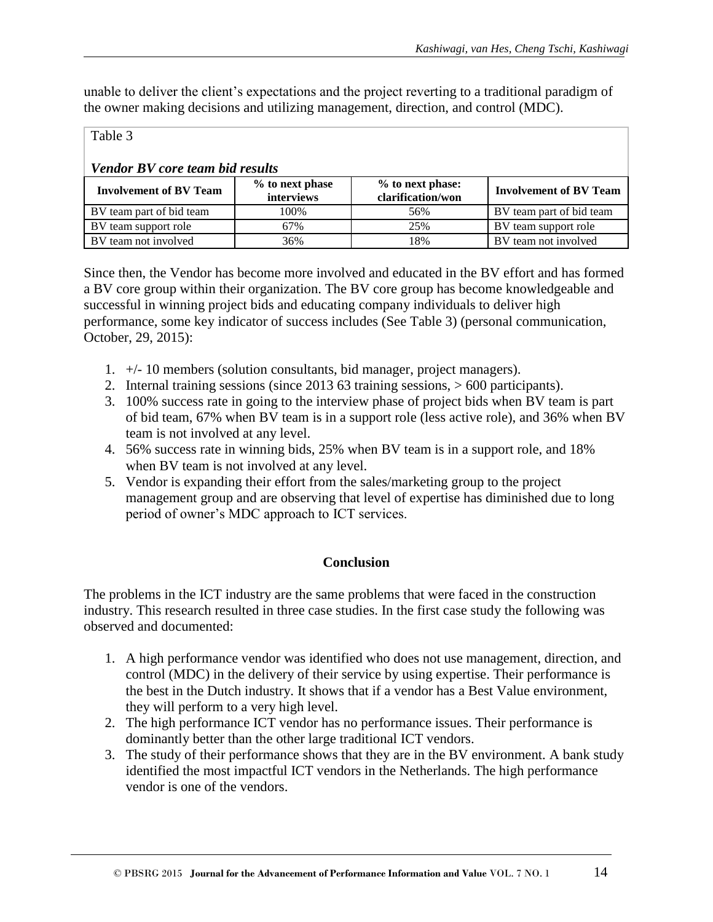unable to deliver the client's expectations and the project reverting to a traditional paradigm of the owner making decisions and utilizing management, direction, and control (MDC).

Table 3

*Vendor BV core team bid results*

| Involvement of BV Team | % to next phase interviews | % to next phase: clarification/won | Involvement of BV Team |
|---|---|---|---|
| BV team part of bid team | 100% | 56% | BV team part of bid team |
| BV team support role | 67% | 25% | BV team support role |
| BV team not involved | 36% | 18% | BV team not involved |

Since then, the Vendor has become more involved and educated in the BV effort and has formed a BV core group within their organization. The BV core group has become knowledgeable and successful in winning project bids and educating company individuals to deliver high performance, some key indicator of success includes (See Table 3) (personal communication, October, 29, 2015):

1. +/- 10 members (solution consultants, bid manager, project managers).
2. Internal training sessions (since 2013 63 training sessions, > 600 participants).
3. 100% success rate in going to the interview phase of project bids when BV team is part of bid team, 67% when BV team is in a support role (less active role), and 36% when BV team is not involved at any level.
4. 56% success rate in winning bids, 25% when BV team is in a support role, and 18% when BV team is not involved at any level.
5. Vendor is expanding their effort from the sales/marketing group to the project management group and are observing that level of expertise has diminished due to long period of owner's MDC approach to ICT services.

## Conclusion

The problems in the ICT industry are the same problems that were faced in the construction industry. This research resulted in three case studies. In the first case study the following was observed and documented:

1. A high performance vendor was identified who does not use management, direction, and control (MDC) in the delivery of their service by using expertise. Their performance is the best in the Dutch industry. It shows that if a vendor has a Best Value environment, they will perform to a very high level.
2. The high performance ICT vendor has no performance issues. Their performance is dominantly better than the other large traditional ICT vendors.
3. The study of their performance shows that they are in the BV environment. A bank study identified the most impactful ICT vendors in the Netherlands. The high performance vendor is one of the vendors.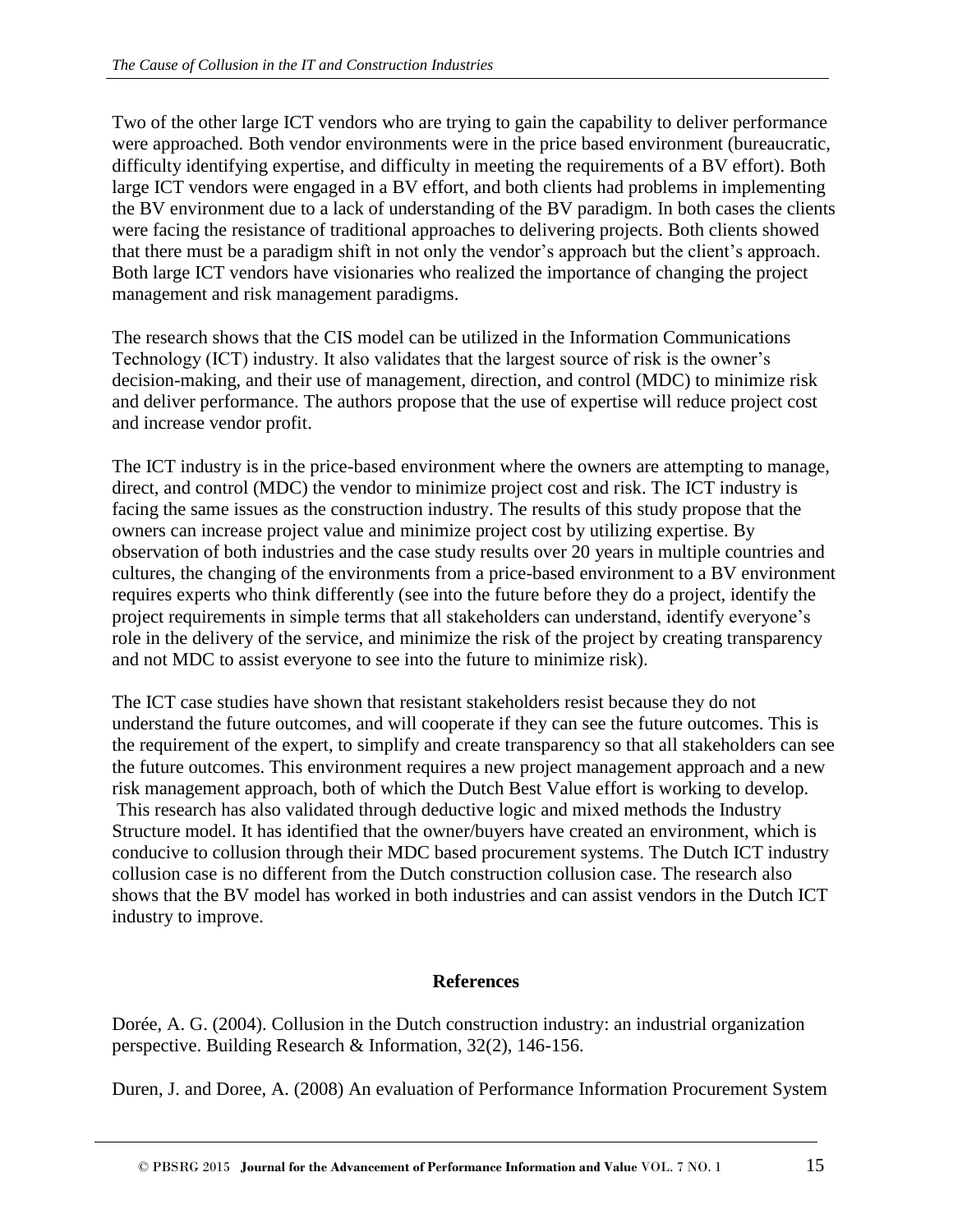Two of the other large ICT vendors who are trying to gain the capability to deliver performance were approached. Both vendor environments were in the price based environment (bureaucratic, difficulty identifying expertise, and difficulty in meeting the requirements of a BV effort). Both large ICT vendors were engaged in a BV effort, and both clients had problems in implementing the BV environment due to a lack of understanding of the BV paradigm. In both cases the clients were facing the resistance of traditional approaches to delivering projects. Both clients showed that there must be a paradigm shift in not only the vendor's approach but the client's approach. Both large ICT vendors have visionaries who realized the importance of changing the project management and risk management paradigms.

The research shows that the CIS model can be utilized in the Information Communications Technology (ICT) industry. It also validates that the largest source of risk is the owner's decision-making, and their use of management, direction, and control (MDC) to minimize risk and deliver performance. The authors propose that the use of expertise will reduce project cost and increase vendor profit.

The ICT industry is in the price-based environment where the owners are attempting to manage, direct, and control (MDC) the vendor to minimize project cost and risk. The ICT industry is facing the same issues as the construction industry. The results of this study propose that the owners can increase project value and minimize project cost by utilizing expertise. By observation of both industries and the case study results over 20 years in multiple countries and cultures, the changing of the environments from a price-based environment to a BV environment requires experts who think differently (see into the future before they do a project, identify the project requirements in simple terms that all stakeholders can understand, identify everyone's role in the delivery of the service, and minimize the risk of the project by creating transparency and not MDC to assist everyone to see into the future to minimize risk).

The ICT case studies have shown that resistant stakeholders resist because they do not understand the future outcomes, and will cooperate if they can see the future outcomes. This is the requirement of the expert, to simplify and create transparency so that all stakeholders can see the future outcomes. This environment requires a new project management approach and a new risk management approach, both of which the Dutch Best Value effort is working to develop. This research has also validated through deductive logic and mixed methods the Industry Structure model. It has identified that the owner/buyers have created an environment, which is conducive to collusion through their MDC based procurement systems. The Dutch ICT industry collusion case is no different from the Dutch construction collusion case. The research also shows that the BV model has worked in both industries and can assist vendors in the Dutch ICT industry to improve.

## References

Dorée, A. G. (2004). Collusion in the Dutch construction industry: an industrial organization perspective. Building Research & Information, 32(2), 146-156.

Duren, J. and Doree, A. (2008) An evaluation of Performance Information Procurement System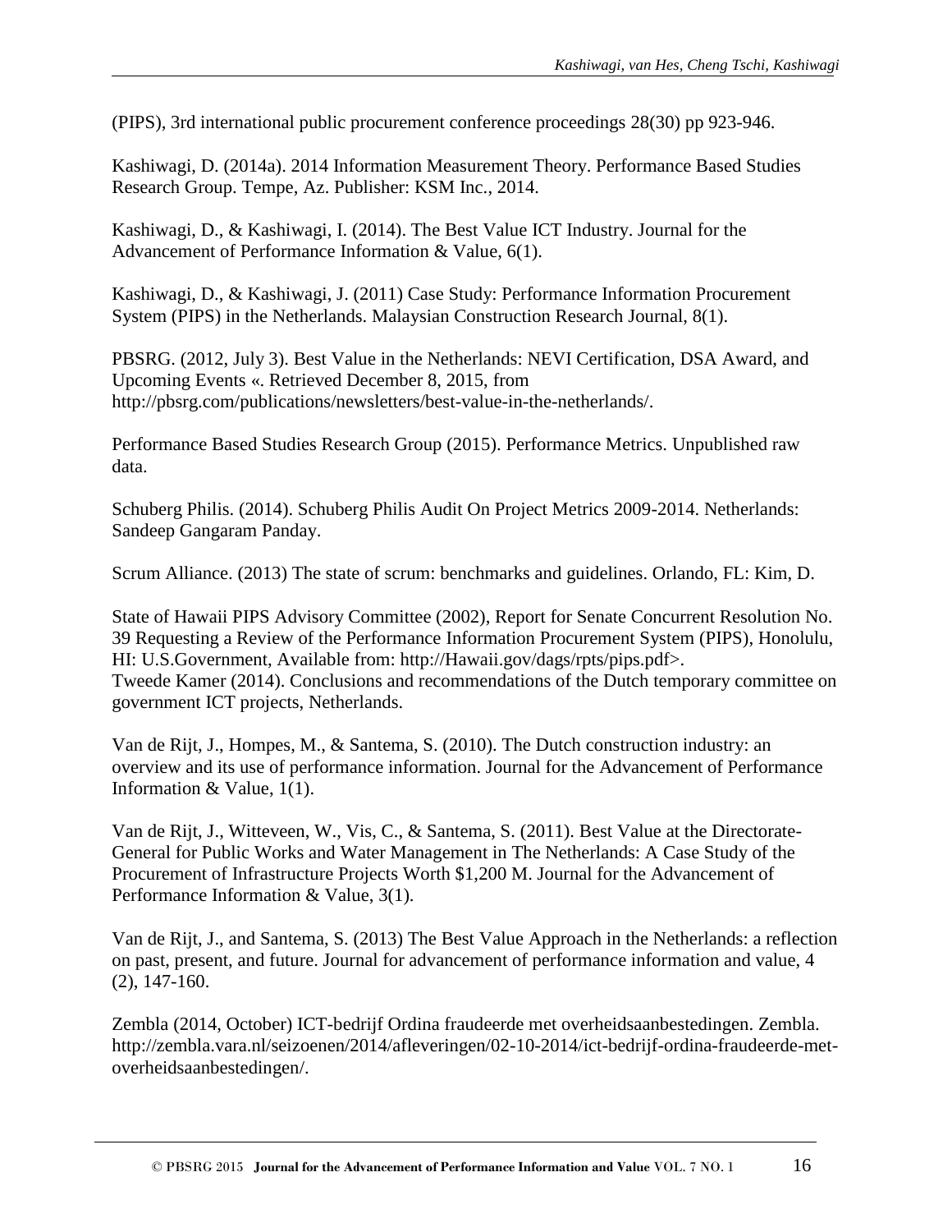(PIPS), 3rd international public procurement conference proceedings 28(30) pp 923-946.

Kashiwagi, D. (2014a). 2014 Information Measurement Theory. Performance Based Studies Research Group. Tempe, Az. Publisher: KSM Inc., 2014.

Kashiwagi, D., & Kashiwagi, I. (2014). The Best Value ICT Industry. Journal for the Advancement of Performance Information & Value, 6(1).

Kashiwagi, D., & Kashiwagi, J. (2011) Case Study: Performance Information Procurement System (PIPS) in the Netherlands. Malaysian Construction Research Journal, 8(1).

PBSRG. (2012, July 3). Best Value in the Netherlands: NEVI Certification, DSA Award, and Upcoming Events «. Retrieved December 8, 2015, from http://pbsrg.com/publications/newsletters/best-value-in-the-netherlands/.

Performance Based Studies Research Group (2015). Performance Metrics. Unpublished raw data.

Schuberg Philis. (2014). Schuberg Philis Audit On Project Metrics 2009-2014. Netherlands: Sandeep Gangaram Panday.

Scrum Alliance. (2013) The state of scrum: benchmarks and guidelines. Orlando, FL: Kim, D.

State of Hawaii PIPS Advisory Committee (2002), Report for Senate Concurrent Resolution No. 39 Requesting a Review of the Performance Information Procurement System (PIPS), Honolulu, HI: U.S.Government, Available from: http://Hawaii.gov/dags/rpts/pips.pdf>.

Tweede Kamer (2014). Conclusions and recommendations of the Dutch temporary committee on government ICT projects, Netherlands.

Van de Rijt, J., Hompes, M., & Santema, S. (2010). The Dutch construction industry: an overview and its use of performance information. Journal for the Advancement of Performance Information & Value, 1(1).

Van de Rijt, J., Witteveen, W., Vis, C., & Santema, S. (2011). Best Value at the Directorate-General for Public Works and Water Management in The Netherlands: A Case Study of the Procurement of Infrastructure Projects Worth $1,200 M. Journal for the Advancement of Performance Information & Value, 3(1).

Van de Rijt, J., and Santema, S. (2013) The Best Value Approach in the Netherlands: a reflection on past, present, and future. Journal for advancement of performance information and value, 4 (2), 147-160.

Zembla (2014, October) ICT-bedrijf Ordina fraudeerde met overheidsaanbestedingen. Zembla. http://zembla.vara.nl/seizoenen/2014/afleveringen/02-10-2014/ict-bedrijf-ordina-fraudeerde-met-overheidsaanbestedingen/.